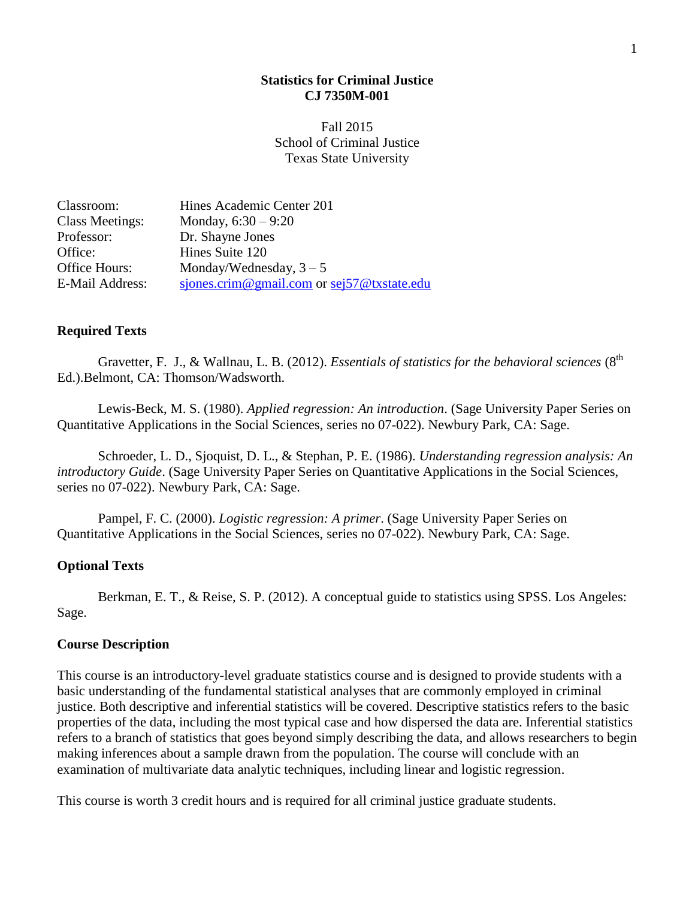# Statistics for Criminal Justice
## CJ 7350M-001

Fall 2015
School of Criminal Justice
Texas State University

| | |
|---|---|
| Classroom: | Hines Academic Center 201 |
| Class Meetings: | Monday, 6:30 – 9:20 |
| Professor: | Dr. Shayne Jones |
| Office: | Hines Suite 120 |
| Office Hours: | Monday/Wednesday, 3 – 5 |
| E-Mail Address: | sjones.crim@gmail.com or sej57@txstate.edu |

### Required Texts

Gravetter, F. J., & Wallnau, L. B. (2012). *Essentials of statistics for the behavioral sciences* (8th Ed.).Belmont, CA: Thomson/Wadsworth.

Lewis-Beck, M. S. (1980). *Applied regression: An introduction*. (Sage University Paper Series on Quantitative Applications in the Social Sciences, series no 07-022). Newbury Park, CA: Sage.

Schroeder, L. D., Sjoquist, D. L., & Stephan, P. E. (1986). *Understanding regression analysis: An introductory Guide*. (Sage University Paper Series on Quantitative Applications in the Social Sciences, series no 07-022). Newbury Park, CA: Sage.

Pampel, F. C. (2000). *Logistic regression: A primer*. (Sage University Paper Series on Quantitative Applications in the Social Sciences, series no 07-022). Newbury Park, CA: Sage.

### Optional Texts

Berkman, E. T., & Reise, S. P. (2012). A conceptual guide to statistics using SPSS. Los Angeles: Sage.

### Course Description

This course is an introductory-level graduate statistics course and is designed to provide students with a basic understanding of the fundamental statistical analyses that are commonly employed in criminal justice. Both descriptive and inferential statistics will be covered. Descriptive statistics refers to the basic properties of the data, including the most typical case and how dispersed the data are. Inferential statistics refers to a branch of statistics that goes beyond simply describing the data, and allows researchers to begin making inferences about a sample drawn from the population. The course will conclude with an examination of multivariate data analytic techniques, including linear and logistic regression.

This course is worth 3 credit hours and is required for all criminal justice graduate students.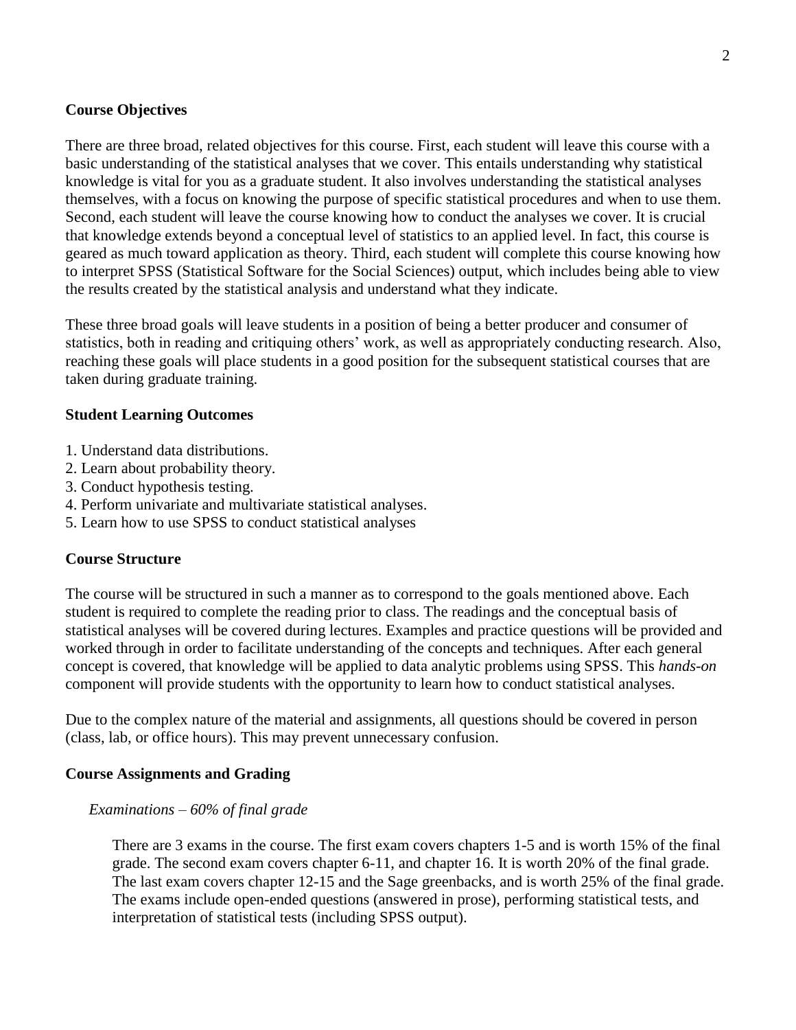**Course Objectives**

There are three broad, related objectives for this course. First, each student will leave this course with a basic understanding of the statistical analyses that we cover. This entails understanding why statistical knowledge is vital for you as a graduate student. It also involves understanding the statistical analyses themselves, with a focus on knowing the purpose of specific statistical procedures and when to use them. Second, each student will leave the course knowing how to conduct the analyses we cover. It is crucial that knowledge extends beyond a conceptual level of statistics to an applied level. In fact, this course is geared as much toward application as theory. Third, each student will complete this course knowing how to interpret SPSS (Statistical Software for the Social Sciences) output, which includes being able to view the results created by the statistical analysis and understand what they indicate.

These three broad goals will leave students in a position of being a better producer and consumer of statistics, both in reading and critiquing others' work, as well as appropriately conducting research. Also, reaching these goals will place students in a good position for the subsequent statistical courses that are taken during graduate training.

**Student Learning Outcomes**

1. Understand data distributions.
2. Learn about probability theory.
3. Conduct hypothesis testing.
4. Perform univariate and multivariate statistical analyses.
5. Learn how to use SPSS to conduct statistical analyses

**Course Structure**

The course will be structured in such a manner as to correspond to the goals mentioned above. Each student is required to complete the reading prior to class. The readings and the conceptual basis of statistical analyses will be covered during lectures. Examples and practice questions will be provided and worked through in order to facilitate understanding of the concepts and techniques. After each general concept is covered, that knowledge will be applied to data analytic problems using SPSS. This *hands-on* component will provide students with the opportunity to learn how to conduct statistical analyses.

Due to the complex nature of the material and assignments, all questions should be covered in person (class, lab, or office hours). This may prevent unnecessary confusion.

**Course Assignments and Grading**

*Examinations – 60% of final grade*

There are 3 exams in the course. The first exam covers chapters 1-5 and is worth 15% of the final grade. The second exam covers chapter 6-11, and chapter 16. It is worth 20% of the final grade. The last exam covers chapter 12-15 and the Sage greenbacks, and is worth 25% of the final grade. The exams include open-ended questions (answered in prose), performing statistical tests, and interpretation of statistical tests (including SPSS output).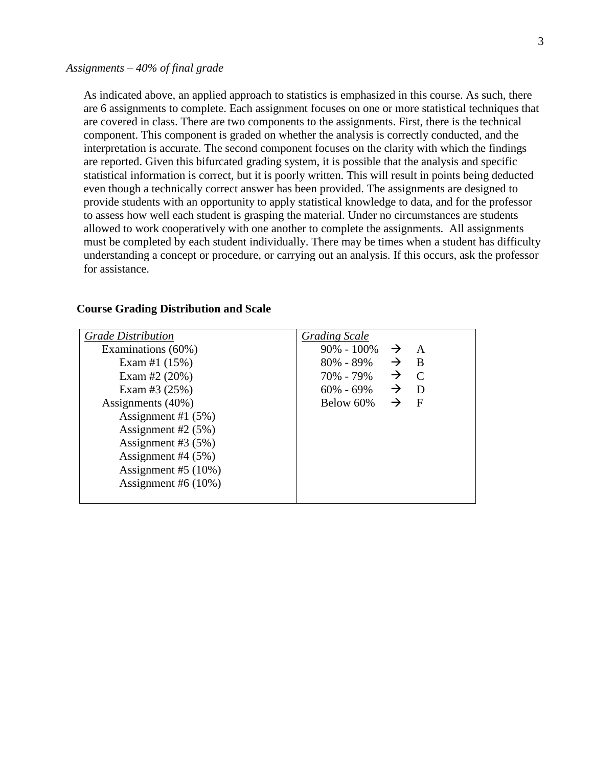*Assignments – 40% of final grade*

As indicated above, an applied approach to statistics is emphasized in this course. As such, there are 6 assignments to complete. Each assignment focuses on one or more statistical techniques that are covered in class. There are two components to the assignments. First, there is the technical component. This component is graded on whether the analysis is correctly conducted, and the interpretation is accurate. The second component focuses on the clarity with which the findings are reported. Given this bifurcated grading system, it is possible that the analysis and specific statistical information is correct, but it is poorly written. This will result in points being deducted even though a technically correct answer has been provided. The assignments are designed to provide students with an opportunity to apply statistical knowledge to data, and for the professor to assess how well each student is grasping the material. Under no circumstances are students allowed to work cooperatively with one another to complete the assignments. All assignments must be completed by each student individually. There may be times when a student has difficulty understanding a concept or procedure, or carrying out an analysis. If this occurs, ask the professor for assistance.

**Course Grading Distribution and Scale**

| *Grade Distribution* | *Grading Scale* |
|---|---|
| Examinations (60%) | 90% - 100% → A |
| Exam #1 (15%) | 80% - 89% → B |
| Exam #2 (20%) | 70% - 79% → C |
| Exam #3 (25%) | 60% - 69% → D |
| Assignments (40%) | Below 60% → F |
| Assignment #1 (5%) | |
| Assignment #2 (5%) | |
| Assignment #3 (5%) | |
| Assignment #4 (5%) | |
| Assignment #5 (10%) | |
| Assignment #6 (10%) | |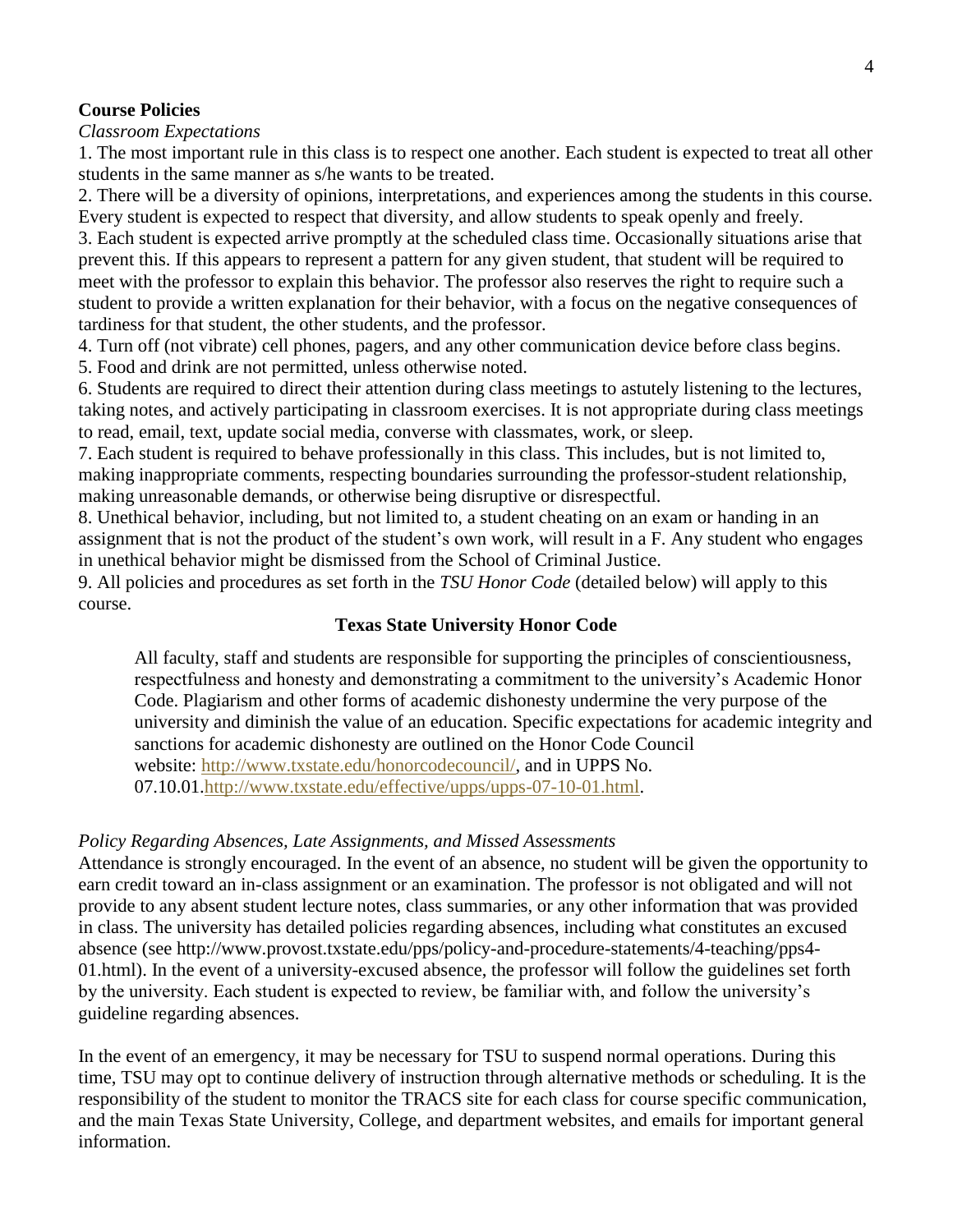**Course Policies**

*Classroom Expectations*

1. The most important rule in this class is to respect one another. Each student is expected to treat all other students in the same manner as s/he wants to be treated.
2. There will be a diversity of opinions, interpretations, and experiences among the students in this course. Every student is expected to respect that diversity, and allow students to speak openly and freely.
3. Each student is expected arrive promptly at the scheduled class time. Occasionally situations arise that prevent this. If this appears to represent a pattern for any given student, that student will be required to meet with the professor to explain this behavior. The professor also reserves the right to require such a student to provide a written explanation for their behavior, with a focus on the negative consequences of tardiness for that student, the other students, and the professor.
4. Turn off (not vibrate) cell phones, pagers, and any other communication device before class begins.
5. Food and drink are not permitted, unless otherwise noted.
6. Students are required to direct their attention during class meetings to astutely listening to the lectures, taking notes, and actively participating in classroom exercises. It is not appropriate during class meetings to read, email, text, update social media, converse with classmates, work, or sleep.
7. Each student is required to behave professionally in this class. This includes, but is not limited to, making inappropriate comments, respecting boundaries surrounding the professor-student relationship, making unreasonable demands, or otherwise being disruptive or disrespectful.
8. Unethical behavior, including, but not limited to, a student cheating on an exam or handing in an assignment that is not the product of the student's own work, will result in a F. Any student who engages in unethical behavior might be dismissed from the School of Criminal Justice.
9. All policies and procedures as set forth in the *TSU Honor Code* (detailed below) will apply to this course.

**Texas State University Honor Code**

> All faculty, staff and students are responsible for supporting the principles of conscientiousness, respectfulness and honesty and demonstrating a commitment to the university's Academic Honor Code. Plagiarism and other forms of academic dishonesty undermine the very purpose of the university and diminish the value of an education. Specific expectations for academic integrity and sanctions for academic dishonesty are outlined on the Honor Code Council website: http://www.txstate.edu/honorcodecouncil/, and in UPPS No. 07.10.01.http://www.txstate.edu/effective/upps/upps-07-10-01.html.

*Policy Regarding Absences, Late Assignments, and Missed Assessments*

Attendance is strongly encouraged. In the event of an absence, no student will be given the opportunity to earn credit toward an in-class assignment or an examination. The professor is not obligated and will not provide to any absent student lecture notes, class summaries, or any other information that was provided in class. The university has detailed policies regarding absences, including what constitutes an excused absence (see http://www.provost.txstate.edu/pps/policy-and-procedure-statements/4-teaching/pps4-01.html). In the event of a university-excused absence, the professor will follow the guidelines set forth by the university. Each student is expected to review, be familiar with, and follow the university's guideline regarding absences.

In the event of an emergency, it may be necessary for TSU to suspend normal operations. During this time, TSU may opt to continue delivery of instruction through alternative methods or scheduling. It is the responsibility of the student to monitor the TRACS site for each class for course specific communication, and the main Texas State University, College, and department websites, and emails for important general information.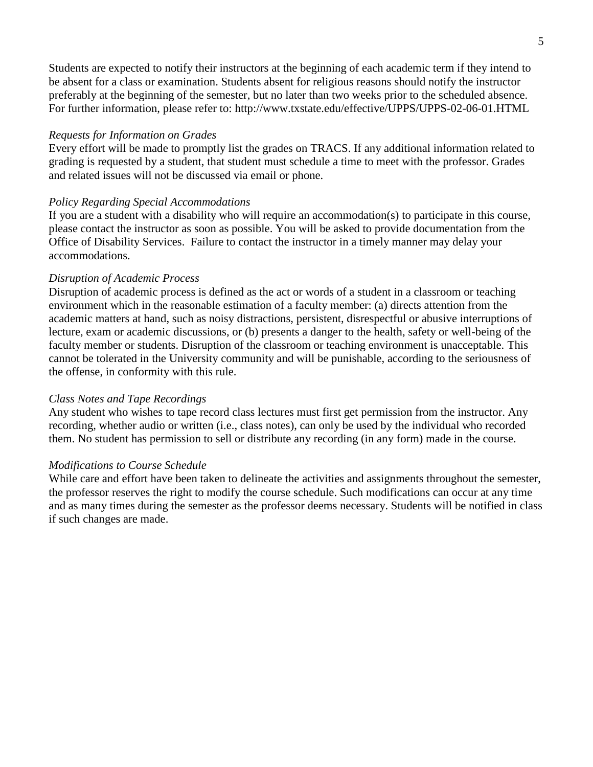Students are expected to notify their instructors at the beginning of each academic term if they intend to be absent for a class or examination. Students absent for religious reasons should notify the instructor preferably at the beginning of the semester, but no later than two weeks prior to the scheduled absence. For further information, please refer to: http://www.txstate.edu/effective/UPPS/UPPS-02-06-01.HTML

*Requests for Information on Grades*

Every effort will be made to promptly list the grades on TRACS. If any additional information related to grading is requested by a student, that student must schedule a time to meet with the professor. Grades and related issues will not be discussed via email or phone.

*Policy Regarding Special Accommodations*

If you are a student with a disability who will require an accommodation(s) to participate in this course, please contact the instructor as soon as possible. You will be asked to provide documentation from the Office of Disability Services. Failure to contact the instructor in a timely manner may delay your accommodations.

*Disruption of Academic Process*

Disruption of academic process is defined as the act or words of a student in a classroom or teaching environment which in the reasonable estimation of a faculty member: (a) directs attention from the academic matters at hand, such as noisy distractions, persistent, disrespectful or abusive interruptions of lecture, exam or academic discussions, or (b) presents a danger to the health, safety or well-being of the faculty member or students. Disruption of the classroom or teaching environment is unacceptable. This cannot be tolerated in the University community and will be punishable, according to the seriousness of the offense, in conformity with this rule.

*Class Notes and Tape Recordings*

Any student who wishes to tape record class lectures must first get permission from the instructor. Any recording, whether audio or written (i.e., class notes), can only be used by the individual who recorded them. No student has permission to sell or distribute any recording (in any form) made in the course.

*Modifications to Course Schedule*

While care and effort have been taken to delineate the activities and assignments throughout the semester, the professor reserves the right to modify the course schedule. Such modifications can occur at any time and as many times during the semester as the professor deems necessary. Students will be notified in class if such changes are made.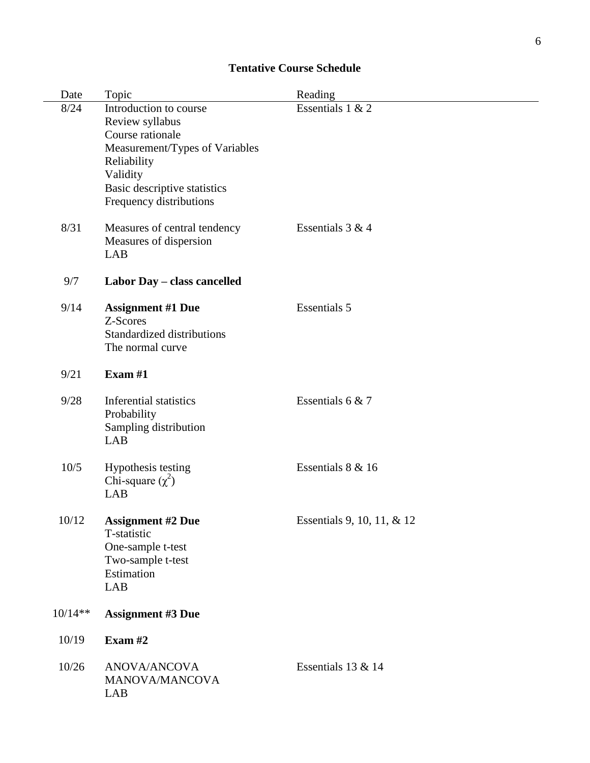## Tentative Course Schedule

| Date | Topic | Reading |
|---|---|---|
| 8/24 | Introduction to course<br>Review syllabus<br>Course rationale<br>Measurement/Types of Variables<br>Reliability<br>Validity<br>Basic descriptive statistics<br>Frequency distributions | Essentials 1 & 2 |
| 8/31 | Measures of central tendency<br>Measures of dispersion<br>LAB | Essentials 3 & 4 |
| 9/7 | **Labor Day – class cancelled** | |
| 9/14 | **Assignment #1 Due**<br>Z-Scores<br>Standardized distributions<br>The normal curve | Essentials 5 |
| 9/21 | **Exam #1** | |
| 9/28 | Inferential statistics<br>Probability<br>Sampling distribution<br>LAB | Essentials 6 & 7 |
| 10/5 | Hypothesis testing<br>Chi-square ($\chi^2$)<br>LAB | Essentials 8 & 16 |
| 10/12 | **Assignment #2 Due**<br>T-statistic<br>One-sample t-test<br>Two-sample t-test<br>Estimation<br>LAB | Essentials 9, 10, 11, & 12 |
| 10/14** | **Assignment #3 Due** | |
| 10/19 | **Exam #2** | |
| 10/26 | ANOVA/ANCOVA<br>MANOVA/MANCOVA<br>LAB | Essentials 13 & 14 |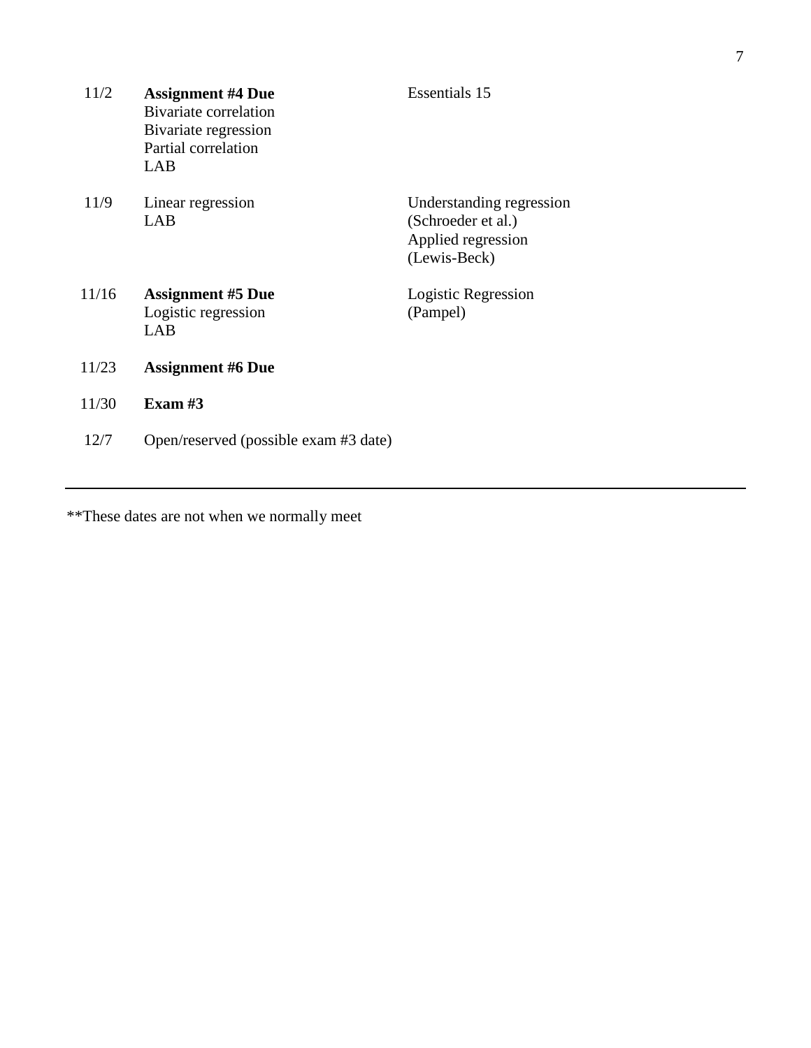| | | |
|---|---|---|
| 11/2 | **Assignment #4 Due**<br>Bivariate correlation<br>Bivariate regression<br>Partial correlation<br>LAB | Essentials 15 |
| 11/9 | Linear regression<br>LAB | Understanding regression (Schroeder et al.)<br>Applied regression (Lewis-Beck) |
| 11/16 | **Assignment #5 Due**<br>Logistic regression<br>LAB | Logistic Regression (Pampel) |
| 11/23 | **Assignment #6 Due** | |
| 11/30 | **Exam #3** | |
| 12/7 | Open/reserved (possible exam #3 date) | |

---

**These dates are not when we normally meet